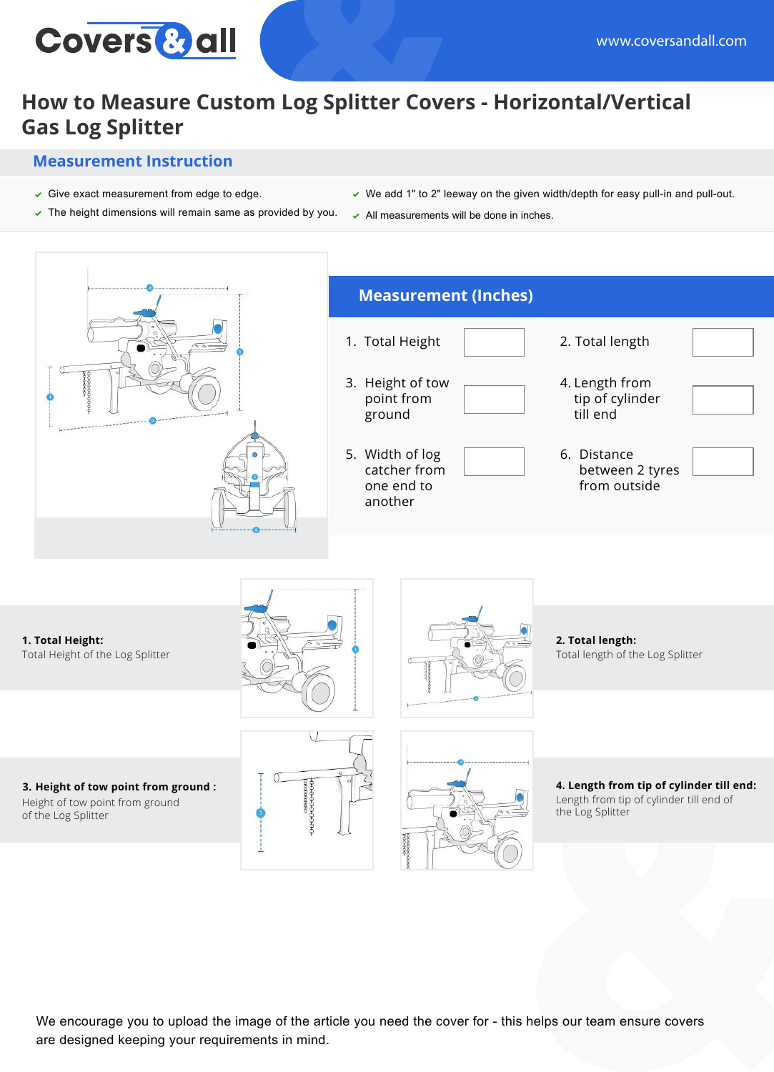# How to Measure Custom Log Splitter Covers - Horizontal/Vertical Gas Log Splitter

## Measurement Instruction

- Give exact measurement from edge to edge.
- The height dimensions will remain same as provided by you.
- We add 1" to 2" leeway on the given width/depth for easy pull-in and pull-out.
- All measurements will be done in inches.

## Measurement (Inches)

| | | | |
|---|---|---|---|
| 1. Total Height | | 2. Total length | |
| 3. Height of tow point from ground | | 4. Length from tip of cylinder till end | |
| 5. Width of log catcher from one end to another | | 6. Distance between 2 tyres from outside | |

**1. Total Height:**
Total Height of the Log Splitter

**2. Total length:**
Total length of the Log Splitter

**3. Height of tow point from ground :**
Height of tow point from ground of the Log Splitter

**4. Length from tip of cylinder till end:**
Length from tip of cylinder till end of the Log Splitter

We encourage you to upload the image of the article you need the cover for - this helps our team ensure covers are designed keeping your requirements in mind.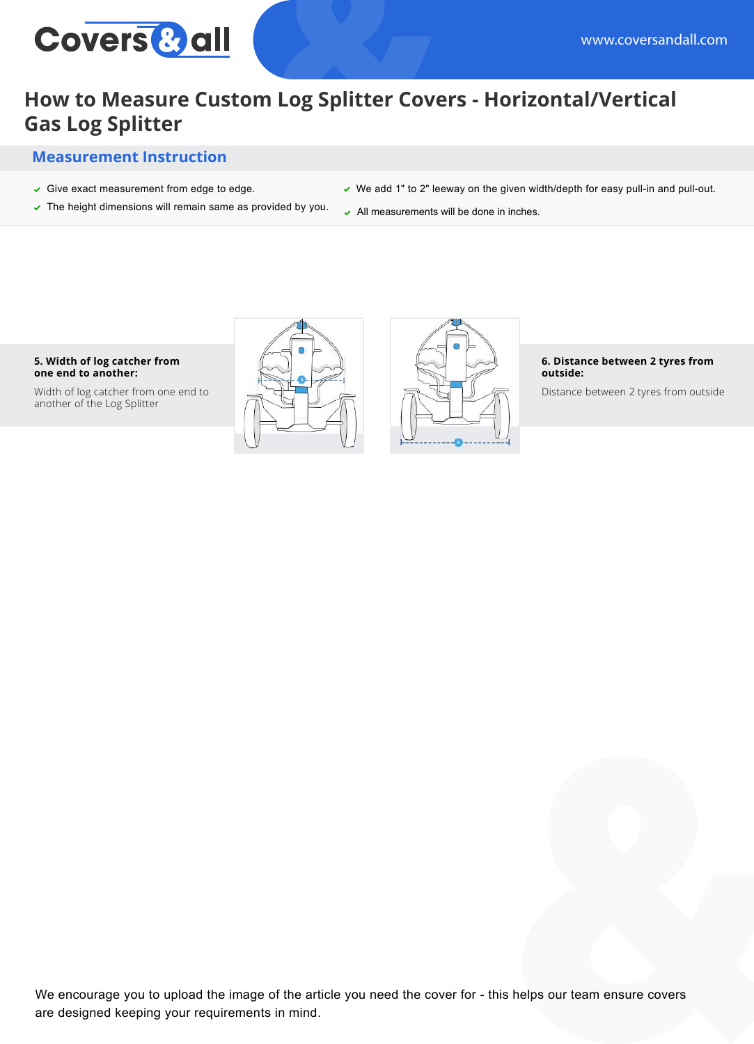# How to Measure Custom Log Splitter Covers - Horizontal/Vertical Gas Log Splitter

## Measurement Instruction

- Give exact measurement from edge to edge.
- The height dimensions will remain same as provided by you.
- We add 1" to 2" leeway on the given width/depth for easy pull-in and pull-out.
- All measurements will be done in inches.

**5. Width of log catcher from one end to another:**

Width of log catcher from one end to another of the Log Splitter

**6. Distance between 2 tyres from outside:**

Distance between 2 tyres from outside

We encourage you to upload the image of the article you need the cover for - this helps our team ensure covers are designed keeping your requirements in mind.